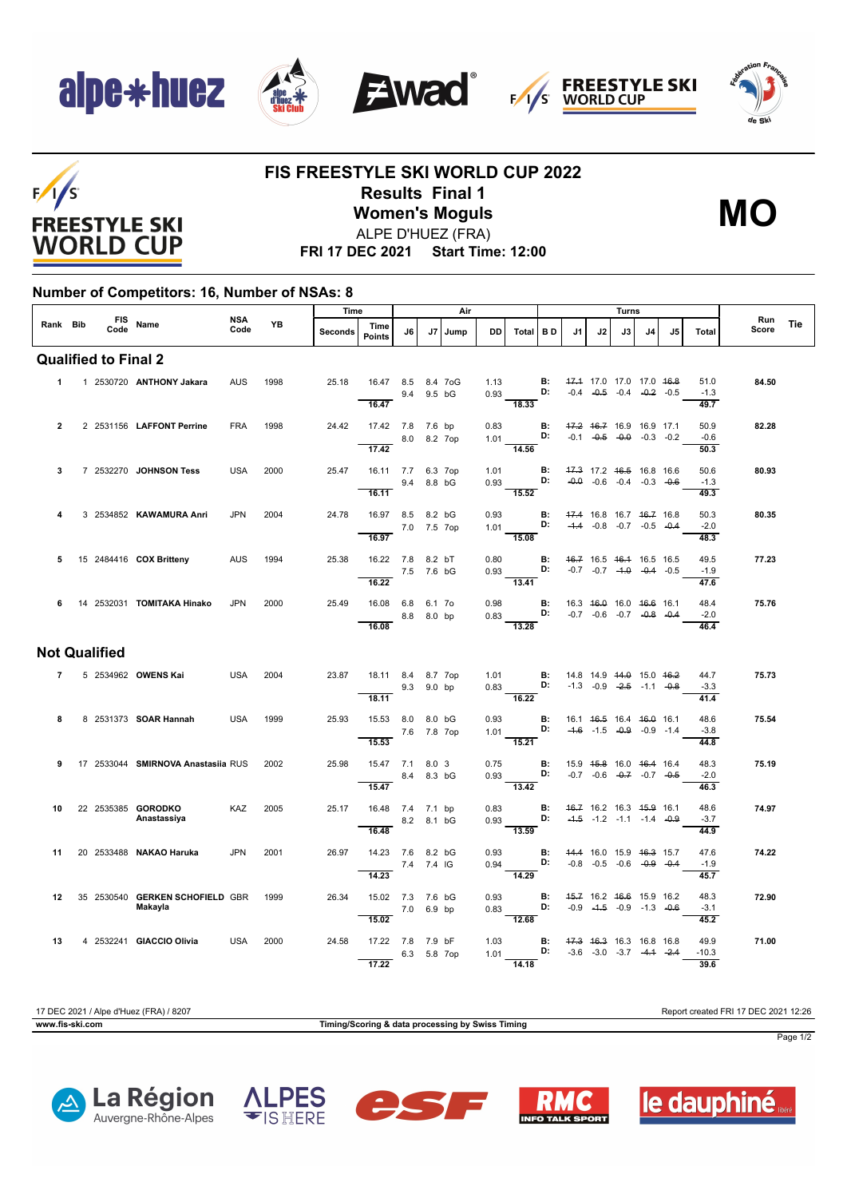# FIS FREESTYLE SKI WORLD CUP 2022

## Results Final 1

## Women's Moguls

**MO**

ALPE D'HUEZ (FRA)

**FRI 17 DEC 2021 Start Time: 12:00**

### Number of Competitors: 16, Number of NSAs: 8

| Rank | Bib | FIS Code | Name | NSA Code | YB | Time Seconds | Time Points | J6 | J7 | Jump | DD | Air Total | B D | J1 | J2 | J3 | J4 | J5 | Turns Total | Run Score | Tie |
|---|---|---|---|---|---|---|---|---|---|---|---|---|---|---|---|---|---|---|---|---|---|
| **Qualified to Final 2** | | | | | | | | | | | | | | | | | | | | | |
| 1 | 1 | 2530720 | **ANTHONY Jakara** | AUS | 1998 | 25.18 | 16.47 | 8.5 | 8.4 | 7oG | 1.13 | | B: | ~~17.1~~ | 17.0 | 17.0 | 17.0 | ~~16.8~~ | 51.0 | **84.50** | |
| | | | | | | | | 9.4 | 9.5 | bG | 0.93 | | D: | -0.4 | ~~-0.5~~ | -0.4 | ~~-0.2~~ | -0.5 | -1.3 | | |
| | | | | | | | 16.47 | | | | | 18.33 | | | | | | | 49.7 | | |
| 2 | 2 | 2531156 | **LAFFONT Perrine** | FRA | 1998 | 24.42 | 17.42 | 7.8 | 7.6 | bp | 0.83 | | B: | ~~17.2~~ | ~~16.7~~ | 16.9 | 16.9 | 17.1 | 50.9 | **82.28** | |
| | | | | | | | | 8.0 | 8.2 | 7op | 1.01 | | D: | -0.1 | ~~-0.5~~ | ~~-0.0~~ | -0.3 | -0.2 | -0.6 | | |
| | | | | | | | 17.42 | | | | | 14.56 | | | | | | | 50.3 | | |
| 3 | 7 | 2532270 | **JOHNSON Tess** | USA | 2000 | 25.47 | 16.11 | 7.7 | 6.3 | 7op | 1.01 | | B: | ~~17.3~~ | 17.2 | ~~16.5~~ | 16.8 | 16.6 | 50.6 | **80.93** | |
| | | | | | | | | 9.4 | 8.8 | bG | 0.93 | | D: | ~~-0.0~~ | -0.6 | -0.4 | -0.3 | ~~-0.6~~ | -1.3 | | |
| | | | | | | | 16.11 | | | | | 15.52 | | | | | | | 49.3 | | |
| 4 | 3 | 2534852 | **KAWAMURA Anri** | JPN | 2004 | 24.78 | 16.97 | 8.5 | 8.2 | bG | 0.93 | | B: | ~~17.4~~ | 16.8 | 16.7 | ~~16.7~~ | 16.8 | 50.3 | **80.35** | |
| | | | | | | | | 7.0 | 7.5 | 7op | 1.01 | | D: | ~~-1.4~~ | -0.8 | -0.7 | -0.5 | ~~-0.4~~ | -2.0 | | |
| | | | | | | | 16.97 | | | | | 15.08 | | | | | | | 48.3 | | |
| 5 | 15 | 2484416 | **COX Britteny** | AUS | 1994 | 25.38 | 16.22 | 7.8 | 8.2 | bT | 0.80 | | B: | ~~16.7~~ | 16.5 | ~~16.1~~ | 16.5 | 16.5 | 49.5 | **77.23** | |
| | | | | | | | | 7.5 | 7.6 | bG | 0.93 | | D: | -0.7 | -0.7 | ~~-1.0~~ | ~~-0.4~~ | -0.5 | -1.9 | | |
| | | | | | | | 16.22 | | | | | 13.41 | | | | | | | 47.6 | | |
| 6 | 14 | 2532031 | **TOMITAKA Hinako** | JPN | 2000 | 25.49 | 16.08 | 6.8 | 6.1 | 7o | 0.98 | | B: | 16.3 | ~~16.0~~ | 16.0 | ~~16.6~~ | 16.1 | 48.4 | **75.76** | |
| | | | | | | | | 8.8 | 8.0 | bp | 0.83 | | D: | -0.7 | -0.6 | -0.7 | ~~-0.8~~ | ~~-0.4~~ | -2.0 | | |
| | | | | | | | 16.08 | | | | | 13.28 | | | | | | | 46.4 | | |
| **Not Qualified** | | | | | | | | | | | | | | | | | | | | | |
| 7 | 5 | 2534962 | **OWENS Kai** | USA | 2004 | 23.87 | 18.11 | 8.4 | 8.7 | 7op | 1.01 | | B: | 14.8 | 14.9 | ~~14.0~~ | 15.0 | ~~16.2~~ | 44.7 | **75.73** | |
| | | | | | | | | 9.3 | 9.0 | bp | 0.83 | | D: | -1.3 | -0.9 | ~~-2.5~~ | -1.1 | ~~-0.8~~ | -3.3 | | |
| | | | | | | | 18.11 | | | | | 16.22 | | | | | | | 41.4 | | |
| 8 | 8 | 2531373 | **SOAR Hannah** | USA | 1999 | 25.93 | 15.53 | 8.0 | 8.0 | bG | 0.93 | | B: | 16.1 | ~~16.5~~ | 16.4 | ~~16.0~~ | 16.1 | 48.6 | **75.54** | |
| | | | | | | | | 7.6 | 7.8 | 7op | 1.01 | | D: | ~~-1.6~~ | -1.5 | ~~-0.9~~ | -0.9 | -1.4 | -3.8 | | |
| | | | | | | | 15.53 | | | | | 15.21 | | | | | | | 44.8 | | |
| 9 | 17 | 2533044 | **SMIRNOVA Anastasiia** | RUS | 2002 | 25.98 | 15.47 | 7.1 | 8.0 | 3 | 0.75 | | B: | 15.9 | ~~15.8~~ | 16.0 | ~~16.4~~ | 16.4 | 48.3 | **75.19** | |
| | | | | | | | | 8.4 | 8.3 | bG | 0.93 | | D: | -0.7 | -0.6 | ~~-0.7~~ | -0.7 | ~~-0.5~~ | -2.0 | | |
| | | | | | | | 15.47 | | | | | 13.42 | | | | | | | 46.3 | | |
| 10 | 22 | 2535385 | **GORODKO Anastassiya** | KAZ | 2005 | 25.17 | 16.48 | 7.4 | 7.1 | bp | 0.83 | | B: | ~~16.7~~ | 16.2 | 16.3 | ~~15.9~~ | 16.1 | 48.6 | **74.97** | |
| | | | | | | | | 8.2 | 8.1 | bG | 0.93 | | D: | ~~-1.5~~ | -1.2 | -1.1 | -1.4 | ~~-0.9~~ | -3.7 | | |
| | | | | | | | 16.48 | | | | | 13.59 | | | | | | | 44.9 | | |
| 11 | 20 | 2533488 | **NAKAO Haruka** | JPN | 2001 | 26.97 | 14.23 | 7.6 | 8.2 | bG | 0.93 | | B: | ~~14.4~~ | 16.0 | 15.9 | ~~16.3~~ | 15.7 | 47.6 | **74.22** | |
| | | | | | | | | 7.4 | 7.4 | lG | 0.94 | | D: | -0.8 | -0.5 | -0.6 | ~~-0.9~~ | ~~-0.4~~ | -1.9 | | |
| | | | | | | | 14.23 | | | | | 14.29 | | | | | | | 45.7 | | |
| 12 | 35 | 2530540 | **GERKEN SCHOFIELD Makayla** | GBR | 1999 | 26.34 | 15.02 | 7.3 | 7.6 | bG | 0.93 | | B: | ~~15.7~~ | 16.2 | ~~16.6~~ | 15.9 | 16.2 | 48.3 | **72.90** | |
| | | | | | | | | 7.0 | 6.9 | bp | 0.83 | | D: | -0.9 | ~~-1.5~~ | -0.9 | -1.3 | ~~-0.6~~ | -3.1 | | |
| | | | | | | | 15.02 | | | | | 12.68 | | | | | | | 45.2 | | |
| 13 | 4 | 2532241 | **GIACCIO Olivia** | USA | 2000 | 24.58 | 17.22 | 7.8 | 7.9 | bF | 1.03 | | B: | ~~17.3~~ | ~~16.3~~ | 16.3 | 16.8 | 16.8 | 49.9 | **71.00** | |
| | | | | | | | | 6.3 | 5.8 | 7op | 1.01 | | D: | -3.6 | -3.0 | -3.7 | ~~-4.1~~ | ~~-2.4~~ | -10.3 | | |
| | | | | | | | 17.22 | | | | | 14.18 | | | | | | | 39.6 | | |

17 DEC 2021 / Alpe d'Huez (FRA) / 8207

Report created FRI 17 DEC 2021 12:26

www.fis-ski.com

Timing/Scoring & data processing by Swiss Timing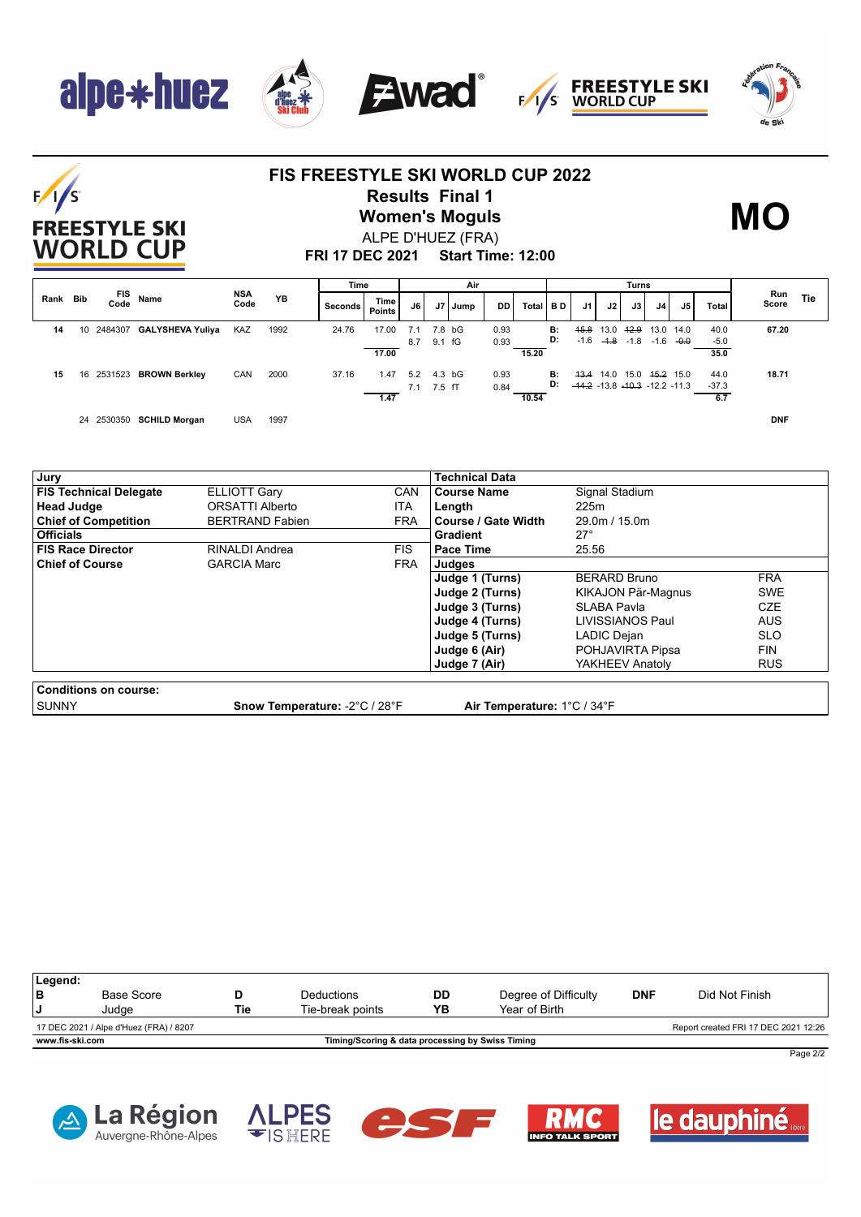# FIS FREESTYLE SKI WORLD CUP 2022

## Results Final 1

## Women's Moguls

ALPE D'HUEZ (FRA)

**FRI 17 DEC 2021 Start Time: 12:00**

**MO**

| Rank | Bib | FIS Code | Name | NSA Code | YB | Time Seconds | Time Points | J6 | J7 | Jump | DD | Air Total | B D | J1 | J2 | J3 | J4 | J5 | Turns Total | Run Score | Tie |
|---|---|---|---|---|---|---|---|---|---|---|---|---|---|---|---|---|---|---|---|---|---|
| 14 | 10 | 2484307 | GALYSHEVA Yuliya | KAZ | 1992 | 24.76 | 17.00 | 7.1 | 7.8 | bG | 0.93 | | B: | ~~15.8~~ | 13.0 | ~~12.9~~ | 13.0 | 14.0 | 40.0 | 67.20 | |
| | | | | | | | | 8.7 | 9.1 | fG | 0.93 | | D: | -1.6 | ~~-1.8~~ | -1.8 | -1.6 | ~~-0.0~~ | -5.0 | | |
| | | | | | | | 17.00 | | | | | 15.20 | | | | | | | 35.0 | | |
| 15 | 16 | 2531523 | BROWN Berkley | CAN | 2000 | 37.16 | 1.47 | 5.2 | 4.3 | bG | 0.93 | | B: | ~~13.4~~ | 14.0 | 15.0 | ~~15.2~~ | 15.0 | 44.0 | 18.71 | |
| | | | | | | | | 7.1 | 7.5 | fT | 0.84 | | D: | ~~-14.2~~ | -13.8 | ~~-10.3~~ | -12.2 | -11.3 | -37.3 | | |
| | | | | | | | 1.47 | | | | | 10.54 | | | | | | | 6.7 | | |
| | 24 | 2530350 | SCHILD Morgan | USA | 1997 | | | | | | | | | | | | | | | DNF | |

| Jury | | |
|---|---|---|
| **FIS Technical Delegate** | ELLIOTT Gary | CAN |
| **Head Judge** | ORSATTI Alberto | ITA |
| **Chief of Competition** | BERTRAND Fabien | FRA |
| **Officials** | | |
| **FIS Race Director** | RINALDI Andrea | FIS |
| **Chief of Course** | GARCIA Marc | FRA |

| Technical Data | | |
|---|---|---|
| **Course Name** | Signal Stadium | |
| **Length** | 225m | |
| **Course / Gate Width** | 29.0m / 15.0m | |
| **Gradient** | 27° | |
| **Pace Time** | 25.56 | |
| **Judges** | | |
| **Judge 1 (Turns)** | BERARD Bruno | FRA |
| **Judge 2 (Turns)** | KIKAJON Pär-Magnus | SWE |
| **Judge 3 (Turns)** | SLABA Pavla | CZE |
| **Judge 4 (Turns)** | LIVISSIANOS Paul | AUS |
| **Judge 5 (Turns)** | LADIC Dejan | SLO |
| **Judge 6 (Air)** | POHJAVIRTA Pipsa | FIN |
| **Judge 7 (Air)** | YAKHEEV Anatoly | RUS |

**Conditions on course:**

SUNNY **Snow Temperature:** -2°C / 28°F **Air Temperature:** 1°C / 34°F

| Legend: | | | | | | | |
|---|---|---|---|---|---|---|---|
| **B** | Base Score | **D** | Deductions | **DD** | Degree of Difficulty | **DNF** | Did Not Finish |
| **J** | Judge | **Tie** | Tie-break points | **YB** | Year of Birth | | |

17 DEC 2021 / Alpe d'Huez (FRA) / 8207 — Report created FRI 17 DEC 2021 12:26

www.fis-ski.com — Timing/Scoring & data processing by Swiss Timing